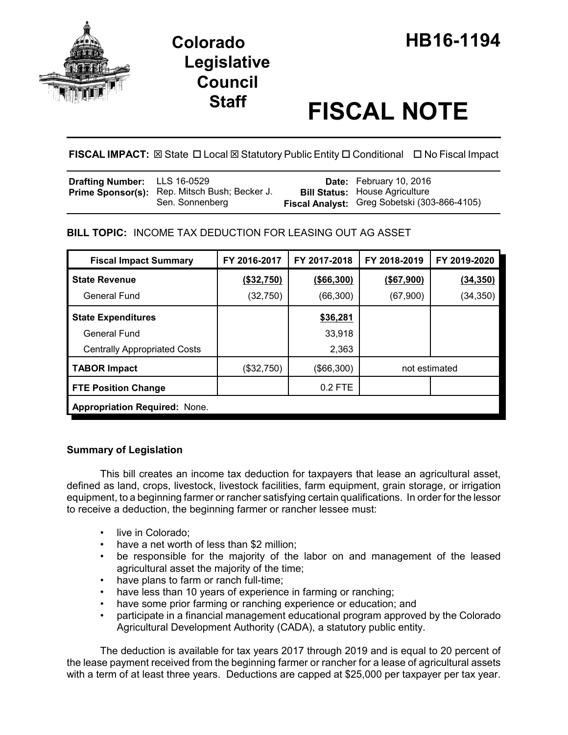# Colorado Legislative Council Staff

# HB16-1194

# FISCAL NOTE

**FISCAL IMPACT:** ☒ State ☐ Local ☒ Statutory Public Entity ☐ Conditional ☐ No Fiscal Impact

| | | | |
|---|---|---|---|
| **Drafting Number:** | LLS 16-0529 | **Date:** | February 10, 2016 |
| **Prime Sponsor(s):** | Rep. Mitsch Bush; Becker J.<br>Sen. Sonnenberg | **Bill Status:** | House Agriculture |
| | | **Fiscal Analyst:** | Greg Sobetski (303-866-4105) |

**BILL TOPIC:** INCOME TAX DEDUCTION FOR LEASING OUT AG ASSET

| Fiscal Impact Summary | FY 2016-2017 | FY 2017-2018 | FY 2018-2019 | FY 2019-2020 |
|---|---|---|---|---|
| **State Revenue** | **(\$32,750)** | **(\$66,300)** | **(\$67,900)** | **(34,350)** |
| General Fund | (32,750) | (66,300) | (67,900) | (34,350) |
| **State Expenditures** | | **\$36,281** | | |
| General Fund | | 33,918 | | |
| Centrally Appropriated Costs | | 2,363 | | |
| **TABOR Impact** | (\$32,750) | (\$66,300) | not estimated | |
| **FTE Position Change** | | 0.2 FTE | | |
| **Appropriation Required:** None. | | | | |

**Summary of Legislation**

This bill creates an income tax deduction for taxpayers that lease an agricultural asset, defined as land, crops, livestock, livestock facilities, farm equipment, grain storage, or irrigation equipment, to a beginning farmer or rancher satisfying certain qualifications. In order for the lessor to receive a deduction, the beginning farmer or rancher lessee must:

- live in Colorado;
- have a net worth of less than \$2 million;
- be responsible for the majority of the labor on and management of the leased agricultural asset the majority of the time;
- have plans to farm or ranch full-time;
- have less than 10 years of experience in farming or ranching;
- have some prior farming or ranching experience or education; and
- participate in a financial management educational program approved by the Colorado Agricultural Development Authority (CADA), a statutory public entity.

The deduction is available for tax years 2017 through 2019 and is equal to 20 percent of the lease payment received from the beginning farmer or rancher for a lease of agricultural assets with a term of at least three years. Deductions are capped at \$25,000 per taxpayer per tax year.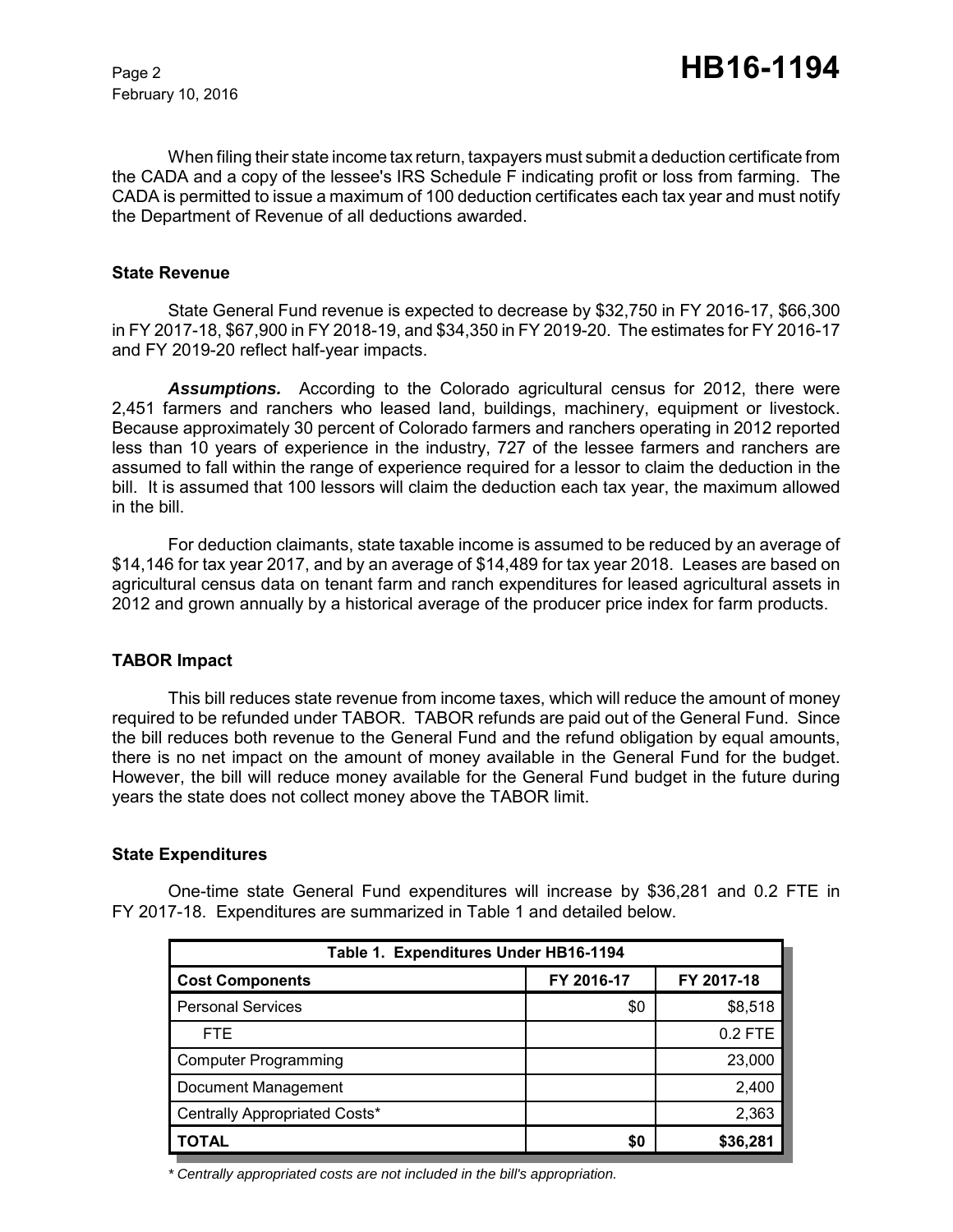When filing their state income tax return, taxpayers must submit a deduction certificate from the CADA and a copy of the lessee's IRS Schedule F indicating profit or loss from farming. The CADA is permitted to issue a maximum of 100 deduction certificates each tax year and must notify the Department of Revenue of all deductions awarded.

### State Revenue

State General Fund revenue is expected to decrease by $32,750 in FY 2016-17, $66,300 in FY 2017-18, $67,900 in FY 2018-19, and $34,350 in FY 2019-20. The estimates for FY 2016-17 and FY 2019-20 reflect half-year impacts.

***Assumptions.*** According to the Colorado agricultural census for 2012, there were 2,451 farmers and ranchers who leased land, buildings, machinery, equipment or livestock. Because approximately 30 percent of Colorado farmers and ranchers operating in 2012 reported less than 10 years of experience in the industry, 727 of the lessee farmers and ranchers are assumed to fall within the range of experience required for a lessor to claim the deduction in the bill. It is assumed that 100 lessors will claim the deduction each tax year, the maximum allowed in the bill.

For deduction claimants, state taxable income is assumed to be reduced by an average of $14,146 for tax year 2017, and by an average of $14,489 for tax year 2018. Leases are based on agricultural census data on tenant farm and ranch expenditures for leased agricultural assets in 2012 and grown annually by a historical average of the producer price index for farm products.

### TABOR Impact

This bill reduces state revenue from income taxes, which will reduce the amount of money required to be refunded under TABOR. TABOR refunds are paid out of the General Fund. Since the bill reduces both revenue to the General Fund and the refund obligation by equal amounts, there is no net impact on the amount of money available in the General Fund for the budget. However, the bill will reduce money available for the General Fund budget in the future during years the state does not collect money above the TABOR limit.

### State Expenditures

One-time state General Fund expenditures will increase by $36,281 and 0.2 FTE in FY 2017-18. Expenditures are summarized in Table 1 and detailed below.

| Table 1. Expenditures Under HB16-1194 | | |
|---|---|---|
| **Cost Components** | **FY 2016-17** | **FY 2017-18** |
| Personal Services | $0 | $8,518 |
| FTE | | 0.2 FTE |
| Computer Programming | | 23,000 |
| Document Management | | 2,400 |
| Centrally Appropriated Costs* | | 2,363 |
| **TOTAL** | **$0** | **$36,281** |

*\* Centrally appropriated costs are not included in the bill's appropriation.*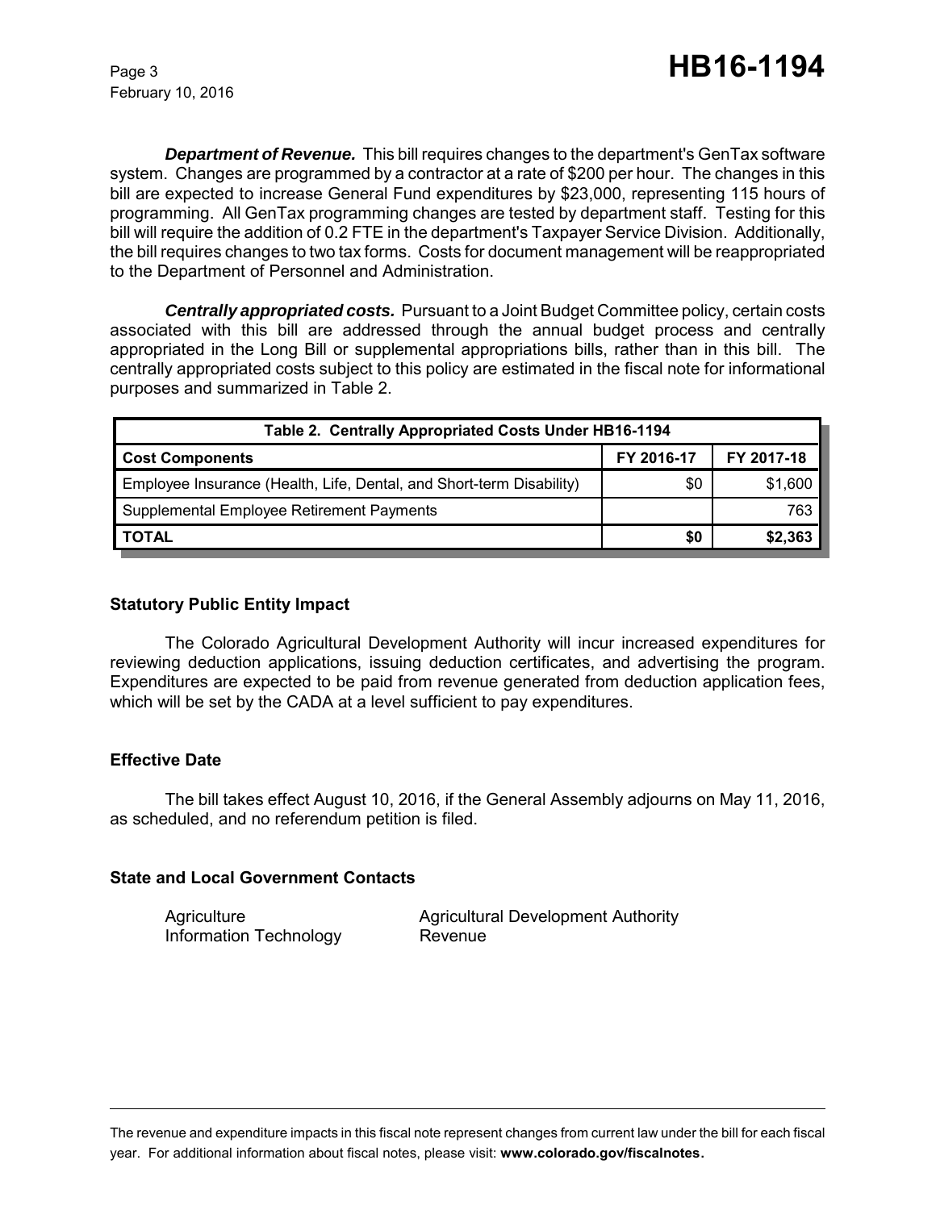***Department of Revenue.*** This bill requires changes to the department's GenTax software system. Changes are programmed by a contractor at a rate of $200 per hour. The changes in this bill are expected to increase General Fund expenditures by $23,000, representing 115 hours of programming. All GenTax programming changes are tested by department staff. Testing for this bill will require the addition of 0.2 FTE in the department's Taxpayer Service Division. Additionally, the bill requires changes to two tax forms. Costs for document management will be reappropriated to the Department of Personnel and Administration.

***Centrally appropriated costs.*** Pursuant to a Joint Budget Committee policy, certain costs associated with this bill are addressed through the annual budget process and centrally appropriated in the Long Bill or supplemental appropriations bills, rather than in this bill. The centrally appropriated costs subject to this policy are estimated in the fiscal note for informational purposes and summarized in Table 2.

| Table 2. Centrally Appropriated Costs Under HB16-1194 | | |
|---|---|---|
| **Cost Components** | **FY 2016-17** | **FY 2017-18** |
| Employee Insurance (Health, Life, Dental, and Short-term Disability) | $0 | $1,600 |
| Supplemental Employee Retirement Payments | | 763 |
| **TOTAL** | **$0** | **$2,363** |

### Statutory Public Entity Impact

The Colorado Agricultural Development Authority will incur increased expenditures for reviewing deduction applications, issuing deduction certificates, and advertising the program. Expenditures are expected to be paid from revenue generated from deduction application fees, which will be set by the CADA at a level sufficient to pay expenditures.

### Effective Date

The bill takes effect August 10, 2016, if the General Assembly adjourns on May 11, 2016, as scheduled, and no referendum petition is filed.

### State and Local Government Contacts

| | |
|---|---|
| Agriculture | Agricultural Development Authority |
| Information Technology | Revenue |

The revenue and expenditure impacts in this fiscal note represent changes from current law under the bill for each fiscal year. For additional information about fiscal notes, please visit: **www.colorado.gov/fiscalnotes.**